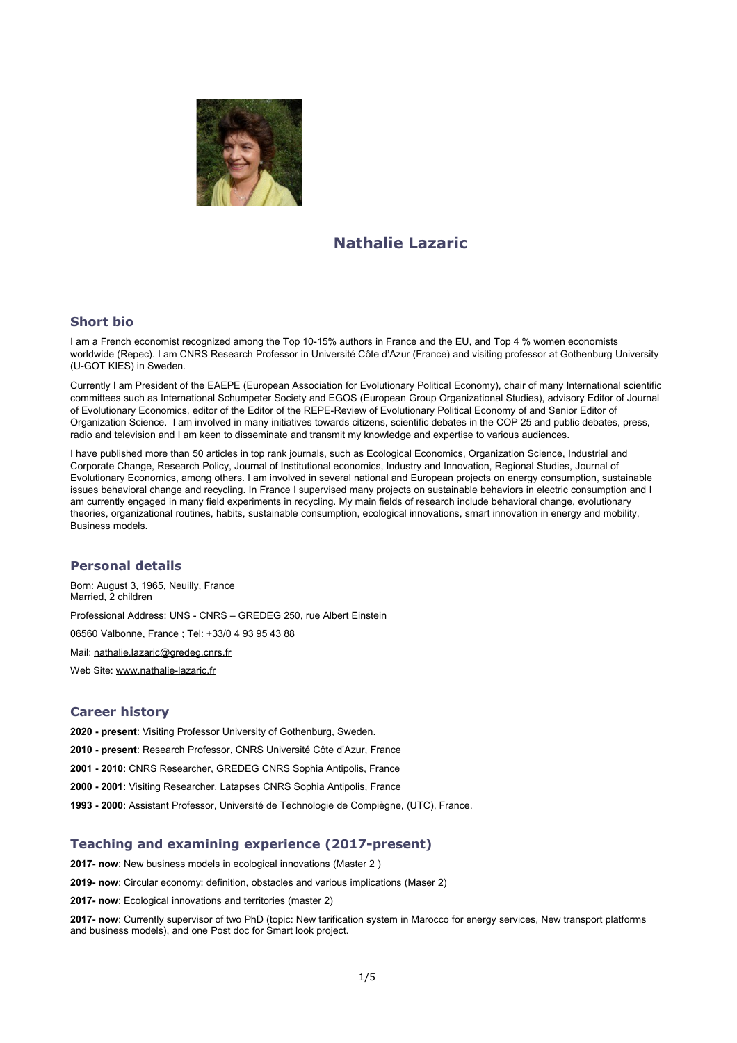# Nathalie Lazaric

## Short bio

I am a French economist recognized among the Top 10-15% authors in France and the EU, and Top 4 % women economists worldwide (Repec). I am CNRS Research Professor in Université Côte d'Azur (France) and visiting professor at Gothenburg University (U-GOT KIES) in Sweden.

Currently I am President of the EAEPE (European Association for Evolutionary Political Economy), chair of many International scientific committees such as International Schumpeter Society and EGOS (European Group Organizational Studies), advisory Editor of Journal of Evolutionary Economics, editor of the Editor of the REPE-Review of Evolutionary Political Economy of and Senior Editor of Organization Science. I am involved in many initiatives towards citizens, scientific debates in the COP 25 and public debates, press, radio and television and I am keen to disseminate and transmit my knowledge and expertise to various audiences.

I have published more than 50 articles in top rank journals, such as Ecological Economics, Organization Science, Industrial and Corporate Change, Research Policy, Journal of Institutional economics, Industry and Innovation, Regional Studies, Journal of Evolutionary Economics, among others. I am involved in several national and European projects on energy consumption, sustainable issues behavioral change and recycling. In France I supervised many projects on sustainable behaviors in electric consumption and I am currently engaged in many field experiments in recycling. My main fields of research include behavioral change, evolutionary theories, organizational routines, habits, sustainable consumption, ecological innovations, smart innovation in energy and mobility, Business models.

## Personal details

Born: August 3, 1965, Neuilly, France
Married, 2 children

Professional Address: UNS - CNRS – GREDEG 250, rue Albert Einstein

06560 Valbonne, France ; Tel: +33/0 4 93 95 43 88

Mail: nathalie.lazaric@gredeg.cnrs.fr

Web Site: www.nathalie-lazaric.fr

## Career history

**2020 - present**: Visiting Professor University of Gothenburg, Sweden.

**2010 - present**: Research Professor, CNRS Université Côte d'Azur, France

**2001 - 2010**: CNRS Researcher, GREDEG CNRS Sophia Antipolis, France

**2000 - 2001**: Visiting Researcher, Latapses CNRS Sophia Antipolis, France

**1993 - 2000**: Assistant Professor, Université de Technologie de Compiègne, (UTC), France.

## Teaching and examining experience (2017-present)

**2017- now**: New business models in ecological innovations (Master 2 )

**2019- now**: Circular economy: definition, obstacles and various implications (Maser 2)

**2017- now**: Ecological innovations and territories (master 2)

**2017- now**: Currently supervisor of two PhD (topic: New tarification system in Marocco for energy services, New transport platforms and business models), and one Post doc for Smart look project.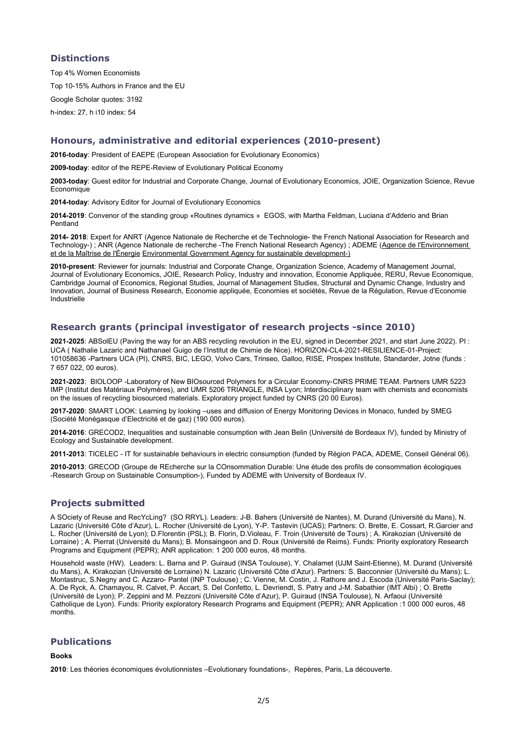## Distinctions

Top 4% Women Economists

Top 10-15% Authors in France and the EU

Google Scholar quotes: 3192

h-index: 27, h i10 index: 54

## Honours, administrative and editorial experiences (2010-present)

**2016-today**: President of EAEPE (European Association for Evolutionary Economics)

**2009-today**: editor of the REPE-Review of Evolutionary Political Economy

**2003-today**: Guest editor for Industrial and Corporate Change, Journal of Evolutionary Economics, JOIE, Organization Science, Revue Economique

**2014-today**: Advisory Editor for Journal of Evolutionary Economics

**2014-2019**: Convenor of the standing group «Routines dynamics » EGOS, with Martha Feldman, Luciana d'Adderio and Brian Pentland

**2014- 2018**: Expert for ANRT (Agence Nationale de Recherche et de Technologie- the French National Association for Research and Technology-) ; ANR (Agence Nationale de recherche -The French National Research Agency) ; ADEME (Agence de l'Environnement et de la Maîtrise de l'Énergie Environmental Government Agency for sustainable development-)

**2010-present**: Reviewer for journals: Industrial and Corporate Change, Organization Science, Academy of Management Journal, Journal of Evolutionary Economics, JOIE, Research Policy, Industry and innovation, Economie Appliquée, RERU, Revue Economique, Cambridge Journal of Economics, Regional Studies, Journal of Management Studies, Structural and Dynamic Change, Industry and Innovation, Journal of Business Research, Economie appliquée, Economies et sociétés, Revue de la Régulation, Revue d'Economie Industrielle

## Research grants (principal investigator of research projects -since 2010)

**2021-2025**: ABSolEU (Paving the way for an ABS recycling revolution in the EU, signed in December 2021, and start June 2022). PI : UCA ( Nathalie Lazaric and Nathanael Guigo de l'Institut de Chimie de Nice). HORIZON-CL4-2021-RESILIENCE-01-Project: 101058636 -Partners UCA (PI), CNRS, BIC, LEGO, Volvo Cars, Trinseo, Galloo, RISE, Prospex Institute, Standarder, Jotne (funds : 7 657 022, 00 euros).

**2021-2023**: BIOLOOP -Laboratory of New BIOsourced Polymers for a Circular Economy-CNRS PRIME TEAM. Partners UMR 5223 IMP (Institut des Matériaux Polymères), and UMR 5206 TRIANGLE, INSA Lyon; Interdisciplinary team with chemists and economists on the issues of recycling biosourced materials. Exploratory project funded by CNRS (20 00 Euros).

**2017-2020**: SMART LOOK: Learning by looking –uses and diffusion of Energy Monitoring Devices in Monaco, funded by SMEG (Société Monégasque d'Electricité et de gaz) (190 000 euros).

**2014-2016**: GRECOD2, Inequalities and sustainable consumption with Jean Belin (Université de Bordeaux IV), funded by Ministry of Ecology and Sustainable development.

**2011-2013**: TICELEC - IT for sustainable behaviours in electric consumption (funded by Région PACA, ADEME, Conseil Général 06).

**2010-2013**: GRECOD (Groupe de REcherche sur la COnsommation Durable: Une étude des profils de consommation écologiques -Research Group on Sustainable Consumption-), Funded by ADEME with University of Bordeaux IV.

## Projects submitted

A SOciety of Reuse and RecYcLing? (SO RRYL). Leaders: J-B. Bahers (Université de Nantes), M. Durand (Université du Mans), N. Lazaric (Université Côte d'Azur), L. Rocher (Université de Lyon), Y-P. Tastevin (UCAS); Partners: O. Brette, E. Cossart, R.Garcier and L. Rocher (Université de Lyon); D.Florentin (PSL); B. Florin, D.Violeau, F. Troin (Université de Tours) ; A. Kirakozian (Université de Lorraine) ; A. Pierrat (Université du Mans); B. Monsaingeon and D. Roux (Université de Reims). Funds: Priority exploratory Research Programs and Equipment (PEPR); ANR application: 1 200 000 euros, 48 months.

Household waste (HW). Leaders: L. Barna and P. Guiraud (INSA Toulouse), Y. Chalamet (UJM Saint-Etienne), M. Durand (Université du Mans), A. Kirakozian (Université de Lorraine) N. Lazaric (Université Côte d'Azur). Partners: S. Bacconnier (Université du Mans); L. Montastruc, S.Negny and C. Azzaro- Pantel (INP Toulouse) ; C. Vienne, M. Costin, J. Rathore and J. Escoda (Université Paris-Saclay); A. De Ryck, A. Chamayou, R. Calvet, P. Accart, S. Del Confetto, L. Devriendt, S. Patry and J-M. Sabathier (IMT Albi) ; O. Brette (Université de Lyon); P. Zeppini and M. Pezzoni (Université Côte d'Azur), P. Guiraud (INSA Toulouse), N. Arfaoui (Université Catholique de Lyon). Funds: Priority exploratory Research Programs and Equipment (PEPR); ANR Application :1 000 000 euros, 48 months.

## Publications

**Books**

**2010**: Les théories économiques évolutionnistes –Evolutionary foundations-, Repères, Paris, La découverte.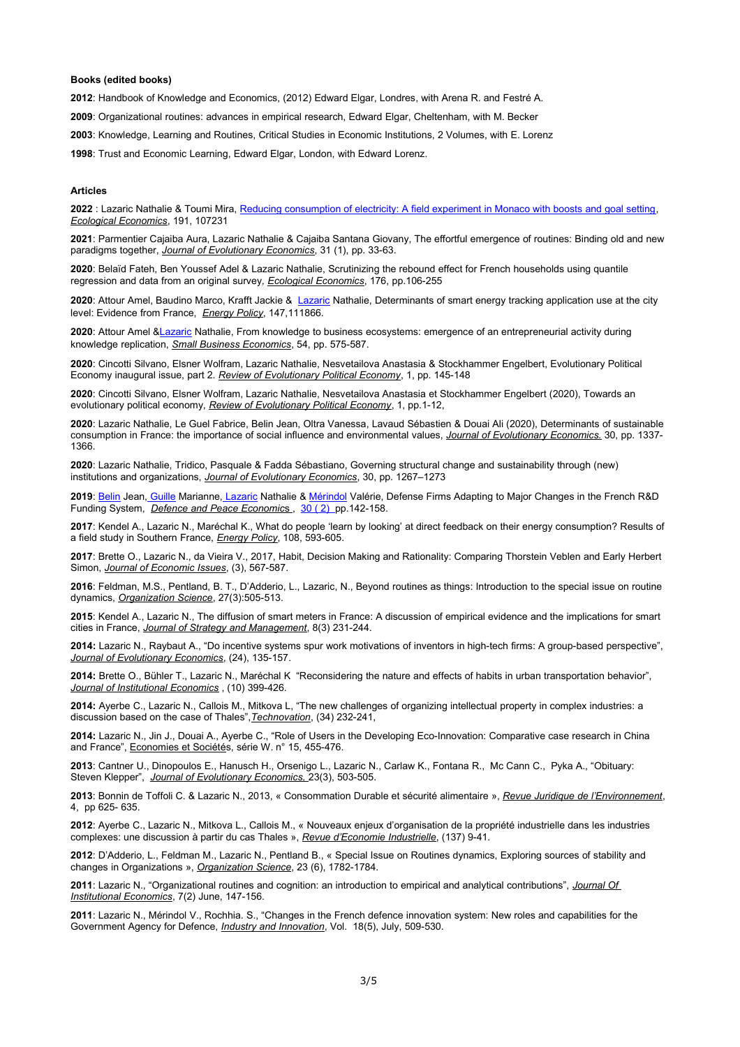**Books (edited books)**

**2012**: Handbook of Knowledge and Economics, (2012) Edward Elgar, Londres, with Arena R. and Festré A.

**2009**: Organizational routines: advances in empirical research, Edward Elgar, Cheltenham, with M. Becker

**2003**: Knowledge, Learning and Routines, Critical Studies in Economic Institutions, 2 Volumes, with E. Lorenz

**1998**: Trust and Economic Learning, Edward Elgar, London, with Edward Lorenz.

**Articles**

**2022** : Lazaric Nathalie & Toumi Mira, Reducing consumption of electricity: A field experiment in Monaco with boosts and goal setting, *Ecological Economics*, 191, 107231

**2021**: Parmentier Cajaiba Aura, Lazaric Nathalie & Cajaiba Santana Giovany, The effortful emergence of routines: Binding old and new paradigms together, *Journal of Evolutionary Economics*, 31 (1), pp. 33-63.

**2020**: Belaïd Fateh, Ben Youssef Adel & Lazaric Nathalie, Scrutinizing the rebound effect for French households using quantile regression and data from an original survey, *Ecological Economics*, 176, pp.106-255

**2020**: Attour Amel, Baudino Marco, Krafft Jackie & Lazaric Nathalie, Determinants of smart energy tracking application use at the city level: Evidence from France, *Energy Policy*, 147,111866.

**2020**: Attour Amel &Lazaric Nathalie, From knowledge to business ecosystems: emergence of an entrepreneurial activity during knowledge replication, *Small Business Economics*, 54, pp. 575-587.

**2020**: Cincotti Silvano, Elsner Wolfram, Lazaric Nathalie, Nesvetailova Anastasia & Stockhammer Engelbert, Evolutionary Political Economy inaugural issue, part 2. *Review of Evolutionary Political Economy*, 1, pp. 145-148

**2020**: Cincotti Silvano, Elsner Wolfram, Lazaric Nathalie, Nesvetailova Anastasia et Stockhammer Engelbert (2020), Towards an evolutionary political economy, *Review of Evolutionary Political Economy*, 1, pp.1-12,

**2020**: Lazaric Nathalie, Le Guel Fabrice, Belin Jean, Oltra Vanessa, Lavaud Sébastien & Douai Ali (2020), Determinants of sustainable consumption in France: the importance of social influence and environmental values, *Journal of Evolutionary Economics.* 30, pp. 1337-1366.

**2020**: Lazaric Nathalie, Tridico, Pasquale & Fadda Sébastiano, Governing structural change and sustainability through (new) institutions and organizations, *Journal of Evolutionary Economics*, 30, pp. 1267–1273

**2019**: Belin Jean, Guille Marianne, Lazaric Nathalie & Mérindol Valérie, Defense Firms Adapting to Major Changes in the French R&D Funding System, *Defence and Peace Economics* , 30 ( 2) pp.142-158.

**2017**: Kendel A., Lazaric N., Maréchal K., What do people 'learn by looking' at direct feedback on their energy consumption? Results of a field study in Southern France, *Energy Policy*, 108, 593-605.

**2017**: Brette O., Lazaric N., da Vieira V., 2017, Habit, Decision Making and Rationality: Comparing Thorstein Veblen and Early Herbert Simon, *Journal of Economic Issues*, (3), 567-587.

**2016**: Feldman, M.S., Pentland, B. T., D'Adderio, L., Lazaric, N., Beyond routines as things: Introduction to the special issue on routine dynamics, *Organization Science*, 27(3):505-513.

**2015**: Kendel A., Lazaric N., The diffusion of smart meters in France: A discussion of empirical evidence and the implications for smart cities in France, *Journal of Strategy and Management*, 8(3) 231-244.

**2014:** Lazaric N., Raybaut A., "Do incentive systems spur work motivations of inventors in high-tech firms: A group-based perspective", *Journal of Evolutionary Economics*, (24), 135-157.

**2014:** Brette O., Bühler T., Lazaric N., Maréchal K "Reconsidering the nature and effects of habits in urban transportation behavior", *Journal of Institutional Economics* , (10) 399-426.

**2014:** Ayerbe C., Lazaric N., Callois M., Mitkova L, "The new challenges of organizing intellectual property in complex industries: a discussion based on the case of Thales",*Technovation*, (34) 232-241,

**2014:** Lazaric N., Jin J., Douai A., Ayerbe C., "Role of Users in the Developing Eco-Innovation: Comparative case research in China and France", Economies et Sociétés, série W. n° 15, 455-476.

**2013**: Cantner U., Dinopoulos E., Hanusch H., Orsenigo L., Lazaric N., Carlaw K., Fontana R., Mc Cann C., Pyka A., "Obituary: Steven Klepper", *Journal of Evolutionary Economics,* 23(3), 503-505.

**2013**: Bonnin de Toffoli C. & Lazaric N., 2013, « Consommation Durable et sécurité alimentaire », *Revue Juridique de l'Environnement*, 4, pp 625- 635.

**2012**: Ayerbe C., Lazaric N., Mitkova L., Callois M., « Nouveaux enjeux d'organisation de la propriété industrielle dans les industries complexes: une discussion à partir du cas Thales », *Revue d'Economie Industrielle*, (137) 9-41.

**2012**: D'Adderio, L., Feldman M., Lazaric N., Pentland B., « Special Issue on Routines dynamics, Exploring sources of stability and changes in Organizations », *Organization Science*, 23 (6), 1782-1784.

**2011**: Lazaric N., "Organizational routines and cognition: an introduction to empirical and analytical contributions", *Journal Of Institutional Economics*, 7(2) June, 147-156.

**2011**: Lazaric N., Mérindol V., Rochhia. S., "Changes in the French defence innovation system: New roles and capabilities for the Government Agency for Defence, *Industry and Innovation*, Vol. 18(5), July, 509-530.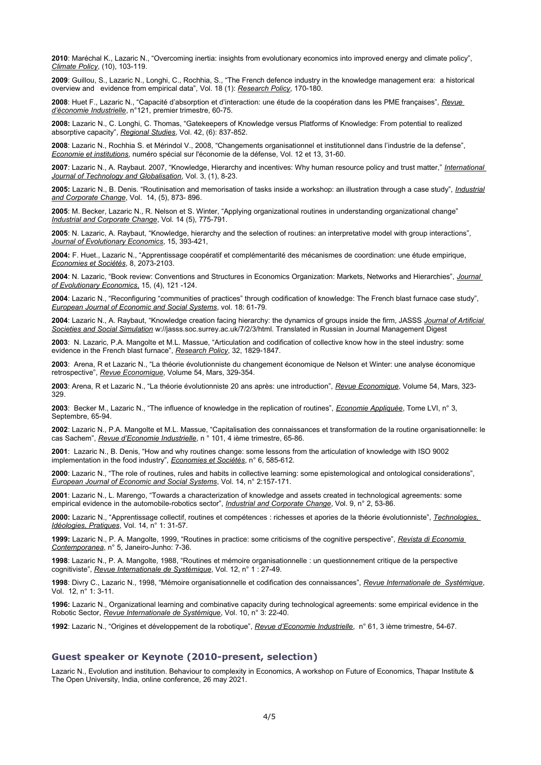**2010**: Maréchal K., Lazaric N., "Overcoming inertia: insights from evolutionary economics into improved energy and climate policy", *Climate Policy*, (10), 103-119.

**2009**: Guillou, S., Lazaric N., Longhi, C., Rochhia, S., "The French defence industry in the knowledge management era: a historical overview and evidence from empirical data", Vol. 18 (1): *Research Policy*, 170-180.

**2008**: Huet F., Lazaric N., "Capacité d'absorption et d'interaction: une étude de la coopération dans les PME françaises", *Revue d'économie Industrielle*, n°121, premier trimestre, 60-75.

**2008:** Lazaric N., C. Longhi, C. Thomas, "Gatekeepers of Knowledge versus Platforms of Knowledge: From potential to realized absorptive capacity", *Regional Studies*, Vol. 42, (6): 837-852.

**2008**: Lazaric N., Rochhia S. et Mérindol V., 2008, "Changements organisationnel et institutionnel dans l'industrie de la defense", *Economie et institutions*, numéro spécial sur l'économie de la défense, Vol. 12 et 13, 31-60.

**2007**: Lazaric N., A. Raybaut. 2007, "Knowledge, Hierarchy and incentives: Why human resource policy and trust matter," *International Journal of Technology and Globalisation*, Vol. 3, (1), 8-23.

**2005:** Lazaric N., B. Denis. "Routinisation and memorisation of tasks inside a workshop: an illustration through a case study", *Industrial and Corporate Change*, Vol. 14, (5), 873- 896.

**2005**: M. Becker, Lazaric N., R. Nelson et S. Winter, "Applying organizational routines in understanding organizational change" *Industrial and Corporate Change*, Vol. 14 (5), 775-791.

**2005**: N. Lazaric, A. Raybaut, "Knowledge, hierarchy and the selection of routines: an interpretative model with group interactions", *Journal of Evolutionary Economics*, 15, 393-421,

**2004:** F. Huet., Lazaric N., "Apprentissage coopératif et complémentarité des mécanismes de coordination: une étude empirique, *Economies et Sociétés*, 8, 2073-2103.

**2004**: N. Lazaric, "Book review: Conventions and Structures in Economics Organization: Markets, Networks and Hierarchies", *Journal of Evolutionary Economics*, 15, (4), 121 -124.

**2004**: Lazaric N., "Reconfiguring "communities of practices" through codification of knowledge: The French blast furnace case study", *European Journal of Economic and Social Systems*, vol. 18: 61-79.

**2004**: Lazaric N., A. Raybaut, "Knowledge creation facing hierarchy: the dynamics of groups inside the firm, JASSS *Journal of Artificial Societies and Social Simulation* w://jasss.soc.surrey.ac.uk/7/2/3/html. Translated in Russian in Journal Management Digest

**2003**: N. Lazaric, P.A. Mangolte et M.L. Massue, "Articulation and codification of collective know how in the steel industry: some evidence in the French blast furnace", *Research Policy*, 32, 1829-1847.

**2003**: Arena, R et Lazaric N., "La théorie évolutionniste du changement économique de Nelson et Winter: une analyse économique retrospective", *Revue Economique*, Volume 54, Mars, 329-354.

**2003**: Arena, R et Lazaric N., "La théorie évolutionniste 20 ans après: une introduction", *Revue Economique*, Volume 54, Mars, 323-329.

**2003**: Becker M., Lazaric N., "The influence of knowledge in the replication of routines", *Economie Appliquée*, Tome LVI, n° 3, Septembre, 65-94.

**2002**: Lazaric N., P.A. Mangolte et M.L. Massue, "Capitalisation des connaissances et transformation de la routine organisationnelle: le cas Sachem", *Revue d'Economie Industrielle*, n ° 101, 4 ième trimestre, 65-86.

**2001**: Lazaric N., B. Denis, "How and why routines change: some lessons from the articulation of knowledge with ISO 9002 implementation in the food industry", *Economies et Sociétés*, n° 6, 585-612.

**2000**: Lazaric N., "The role of routines, rules and habits in collective learning: some epistemological and ontological considerations", *European Journal of Economic and Social Systems*, Vol. 14, n° 2:157-171.

**2001**: Lazaric N., L. Marengo, "Towards a characterization of knowledge and assets created in technological agreements: some empirical evidence in the automobile-robotics sector", *Industrial and Corporate Change*, Vol. 9, n° 2, 53-86.

**2000:** Lazaric N., "Apprentissage collectif, routines et compétences : richesses et apories de la théorie évolutionniste", *Technologies, Idéologies, Pratiques*, Vol. 14, n° 1: 31-57.

**1999:** Lazaric N., P. A. Mangolte, 1999, "Routines in practice: some criticisms of the cognitive perspective", *Revista di Economia Contemporanea*, n° 5, Janeiro-Junho: 7-36.

**1998**: Lazaric N., P. A. Mangolte, 1988, "Routines et mémoire organisationnelle : un questionnement critique de la perspective cognitiviste", *Revue Internationale de Systémique*, Vol. 12, n° 1 : 27-49.

**1998**: Divry C., Lazaric N., 1998, "Mémoire organisationnelle et codification des connaissances", *Revue Internationale de Systémique*, Vol. 12, n° 1: 3-11.

**1996:** Lazaric N., Organizational learning and combinative capacity during technological agreements: some empirical evidence in the Robotic Sector, *Revue Internationale de Systémique*, Vol. 10, n° 3: 22-40.

**1992**: Lazaric N., "Origines et développement de la robotique", *Revue d'Economie Industrielle*, n° 61, 3 ième trimestre, 54-67.

## Guest speaker or Keynote (2010-present, selection)

Lazaric N., Evolution and institution. Behaviour to complexity in Economics, A workshop on Future of Economics, Thapar Institute & The Open University, India, online conference, 26 may 2021.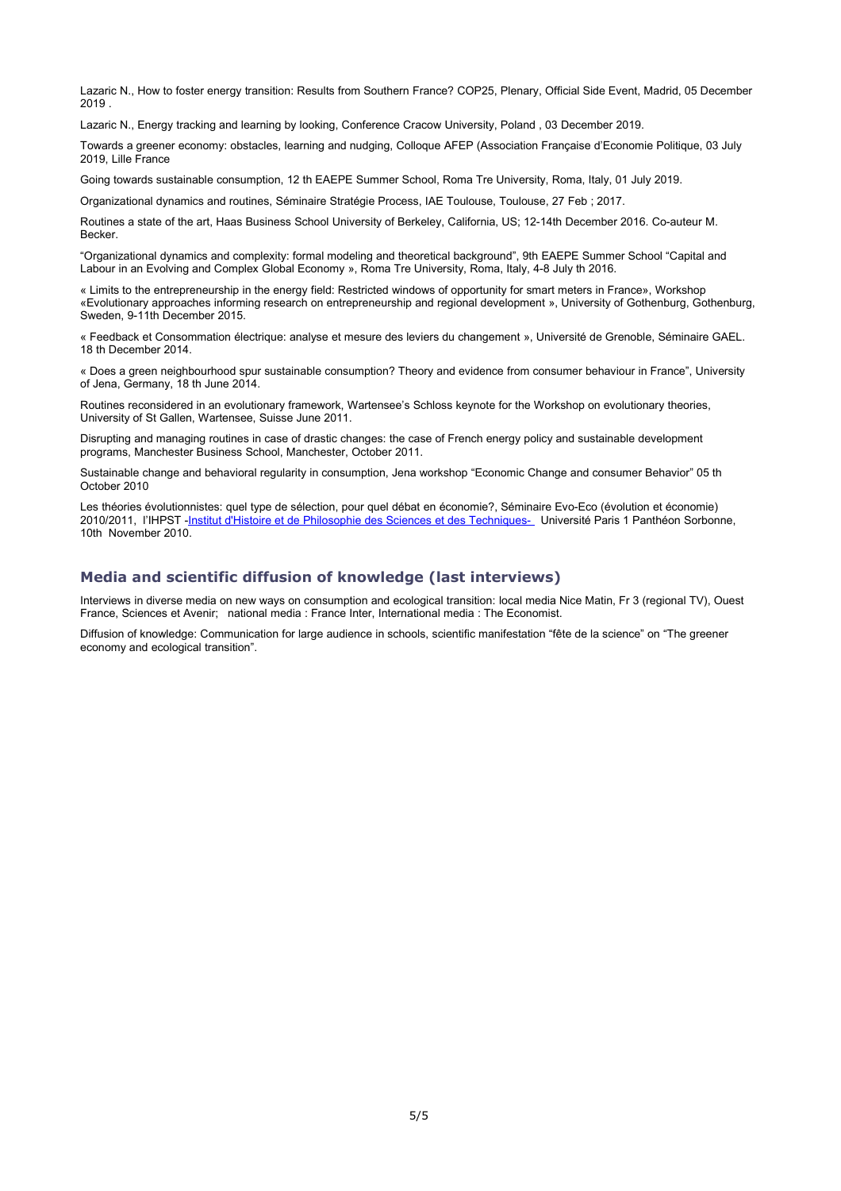Lazaric N., How to foster energy transition: Results from Southern France? COP25, Plenary, Official Side Event, Madrid, 05 December 2019 .

Lazaric N., Energy tracking and learning by looking, Conference Cracow University, Poland , 03 December 2019.

Towards a greener economy: obstacles, learning and nudging, Colloque AFEP (Association Française d'Economie Politique, 03 July 2019, Lille France

Going towards sustainable consumption, 12 th EAEPE Summer School, Roma Tre University, Roma, Italy, 01 July 2019.

Organizational dynamics and routines, Séminaire Stratégie Process, IAE Toulouse, Toulouse, 27 Feb ; 2017.

Routines a state of the art, Haas Business School University of Berkeley, California, US; 12-14th December 2016. Co-auteur M. Becker.

"Organizational dynamics and complexity: formal modeling and theoretical background", 9th EAEPE Summer School "Capital and Labour in an Evolving and Complex Global Economy », Roma Tre University, Roma, Italy, 4-8 July th 2016.

« Limits to the entrepreneurship in the energy field: Restricted windows of opportunity for smart meters in France», Workshop «Evolutionary approaches informing research on entrepreneurship and regional development », University of Gothenburg, Gothenburg, Sweden, 9-11th December 2015.

« Feedback et Consommation électrique: analyse et mesure des leviers du changement », Université de Grenoble, Séminaire GAEL. 18 th December 2014.

« Does a green neighbourhood spur sustainable consumption? Theory and evidence from consumer behaviour in France", University of Jena, Germany, 18 th June 2014.

Routines reconsidered in an evolutionary framework, Wartensee's Schloss keynote for the Workshop on evolutionary theories, University of St Gallen, Wartensee, Suisse June 2011.

Disrupting and managing routines in case of drastic changes: the case of French energy policy and sustainable development programs, Manchester Business School, Manchester, October 2011.

Sustainable change and behavioral regularity in consumption, Jena workshop "Economic Change and consumer Behavior" 05 th October 2010

Les théories évolutionnistes: quel type de sélection, pour quel débat en économie?, Séminaire Evo-Eco (évolution et économie) 2010/2011, l'IHPST -Institut d'Histoire et de Philosophie des Sciences et des Techniques- Université Paris 1 Panthéon Sorbonne, 10th November 2010.

## Media and scientific diffusion of knowledge (last interviews)

Interviews in diverse media on new ways on consumption and ecological transition: local media Nice Matin, Fr 3 (regional TV), Ouest France, Sciences et Avenir; national media : France Inter, International media : The Economist.

Diffusion of knowledge: Communication for large audience in schools, scientific manifestation "fête de la science" on "The greener economy and ecological transition".